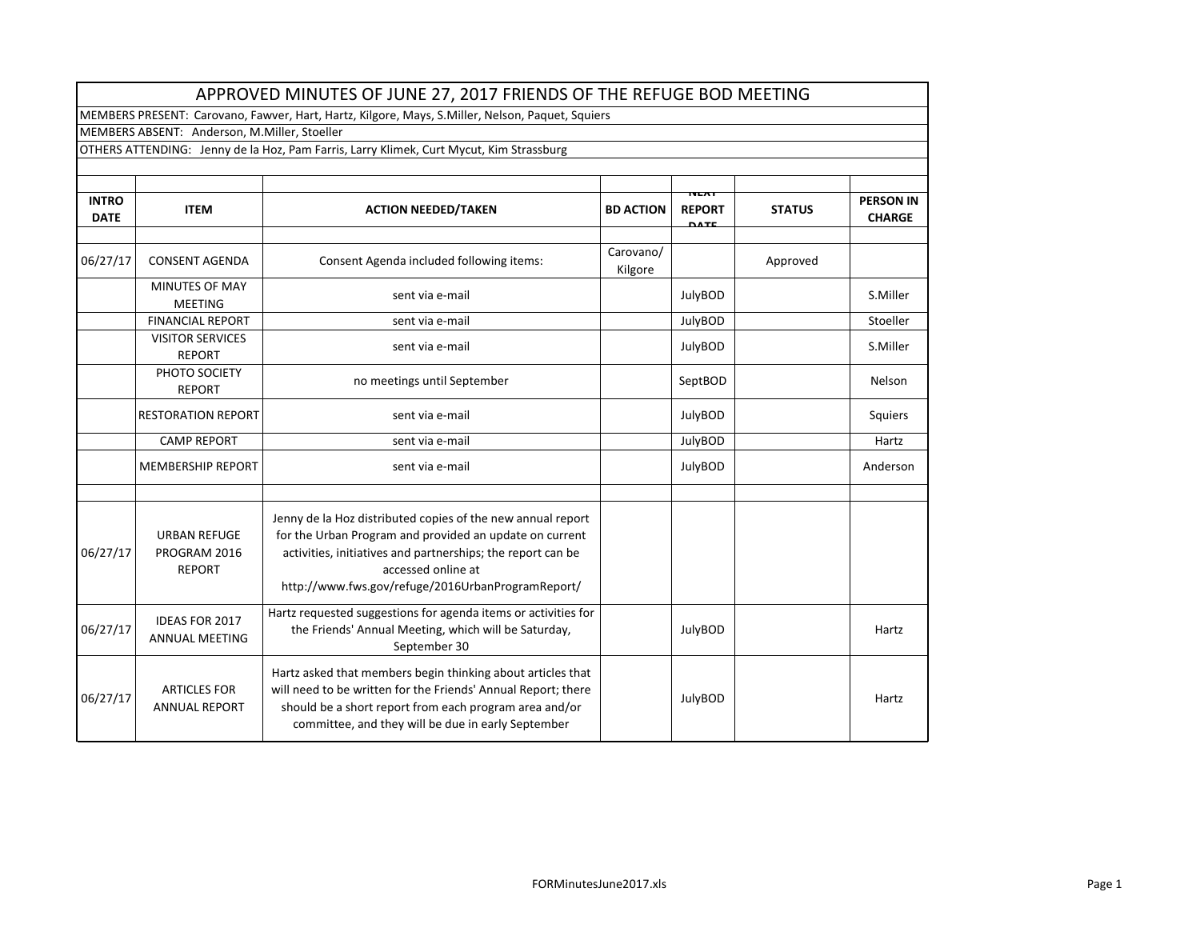# APPROVED MINUTES OF JUNE 27, 2017 FRIENDS OF THE REFUGE BOD MEETING

MEMBERS PRESENT: Carovano, Fawver, Hart, Hartz, Kilgore, Mays, S.Miller, Nelson, Paquet, Squiers

MEMBERS ABSENT: Anderson, M.Miller, Stoeller

OTHERS ATTENDING: Jenny de la Hoz, Pam Farris, Larry Klimek, Curt Mycut, Kim Strassburg

| INTRO DATE | ITEM | ACTION NEEDED/TAKEN | BD ACTION | NEXT REPORT DATE | STATUS | PERSON IN CHARGE |
|---|---|---|---|---|---|---|
| 06/27/17 | CONSENT AGENDA | Consent Agenda included following items: | Carovano/ Kilgore | | Approved | |
| | MINUTES OF MAY MEETING | sent via e-mail | | JulyBOD | | S.Miller |
| | FINANCIAL REPORT | sent via e-mail | | JulyBOD | | Stoeller |
| | VISITOR SERVICES REPORT | sent via e-mail | | JulyBOD | | S.Miller |
| | PHOTO SOCIETY REPORT | no meetings until September | | SeptBOD | | Nelson |
| | RESTORATION REPORT | sent via e-mail | | JulyBOD | | Squiers |
| | CAMP REPORT | sent via e-mail | | JulyBOD | | Hartz |
| | MEMBERSHIP REPORT | sent via e-mail | | JulyBOD | | Anderson |
| | | | | | | |
| 06/27/17 | URBAN REFUGE PROGRAM 2016 REPORT | Jenny de la Hoz distributed copies of the new annual report for the Urban Program and provided an update on current activities, initiatives and partnerships; the report can be accessed online at http://www.fws.gov/refuge/2016UrbanProgramReport/ | | | | |
| 06/27/17 | IDEAS FOR 2017 ANNUAL MEETING | Hartz requested suggestions for agenda items or activities for the Friends' Annual Meeting, which will be Saturday, September 30 | | JulyBOD | | Hartz |
| 06/27/17 | ARTICLES FOR ANNUAL REPORT | Hartz asked that members begin thinking about articles that will need to be written for the Friends' Annual Report; there should be a short report from each program area and/or committee, and they will be due in early September | | JulyBOD | | Hartz |

FORMinutesJune2017.xls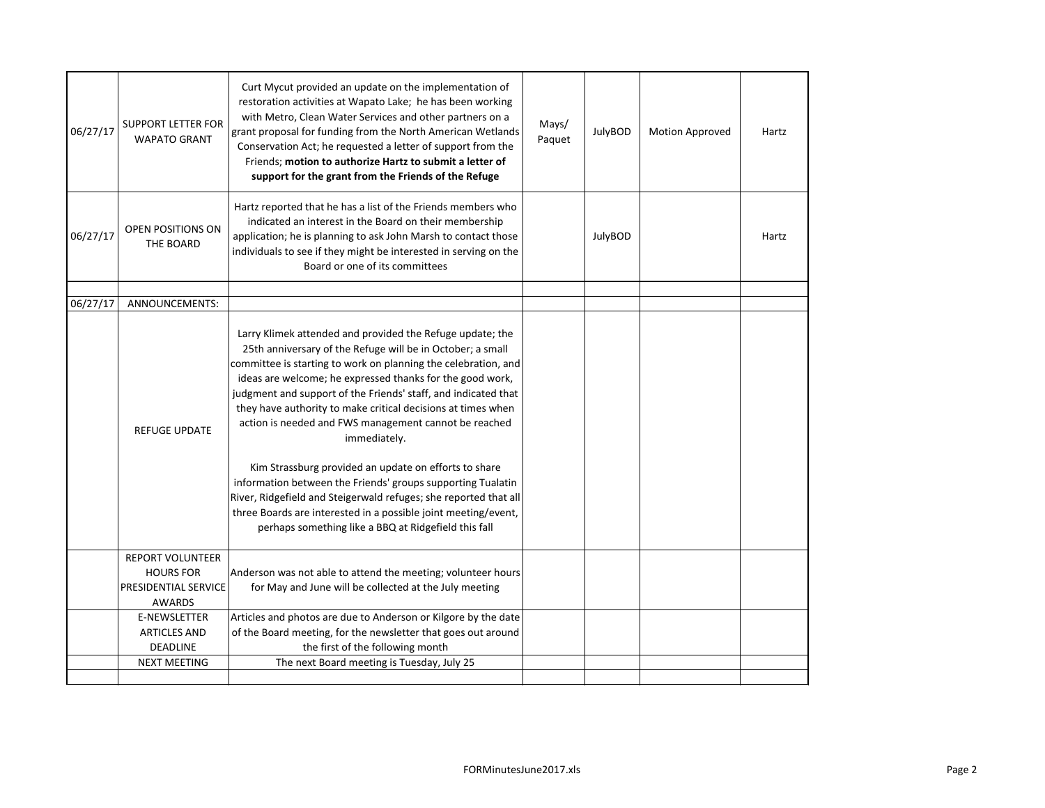| | | | | | | |
|---|---|---|---|---|---|---|
| 06/27/17 | SUPPORT LETTER FOR WAPATO GRANT | Curt Mycut provided an update on the implementation of restoration activities at Wapato Lake; he has been working with Metro, Clean Water Services and other partners on a grant proposal for funding from the North American Wetlands Conservation Act; he requested a letter of support from the Friends; **motion to authorize Hartz to submit a letter of support for the grant from the Friends of the Refuge** | Mays/ Paquet | JulyBOD | Motion Approved | Hartz |
| 06/27/17 | OPEN POSITIONS ON THE BOARD | Hartz reported that he has a list of the Friends members who indicated an interest in the Board on their membership application; he is planning to ask John Marsh to contact those individuals to see if they might be interested in serving on the Board or one of its committees | | JulyBOD | | Hartz |
| | | | | | | |
| 06/27/17 | ANNOUNCEMENTS: | | | | | |
| | REFUGE UPDATE | Larry Klimek attended and provided the Refuge update; the 25th anniversary of the Refuge will be in October; a small committee is starting to work on planning the celebration, and ideas are welcome; he expressed thanks for the good work, judgment and support of the Friends' staff, and indicated that they have authority to make critical decisions at times when action is needed and FWS management cannot be reached immediately.<br><br>Kim Strassburg provided an update on efforts to share information between the Friends' groups supporting Tualatin River, Ridgefield and Steigerwald refuges; she reported that all three Boards are interested in a possible joint meeting/event, perhaps something like a BBQ at Ridgefield this fall | | | | |
| | REPORT VOLUNTEER HOURS FOR PRESIDENTIAL SERVICE AWARDS | Anderson was not able to attend the meeting; volunteer hours for May and June will be collected at the July meeting | | | | |
| | E-NEWSLETTER ARTICLES AND DEADLINE | Articles and photos are due to Anderson or Kilgore by the date of the Board meeting, for the newsletter that goes out around the first of the following month | | | | |
| | NEXT MEETING | The next Board meeting is Tuesday, July 25 | | | | |
| | | | | | | |

FORMinutesJune2017.xls